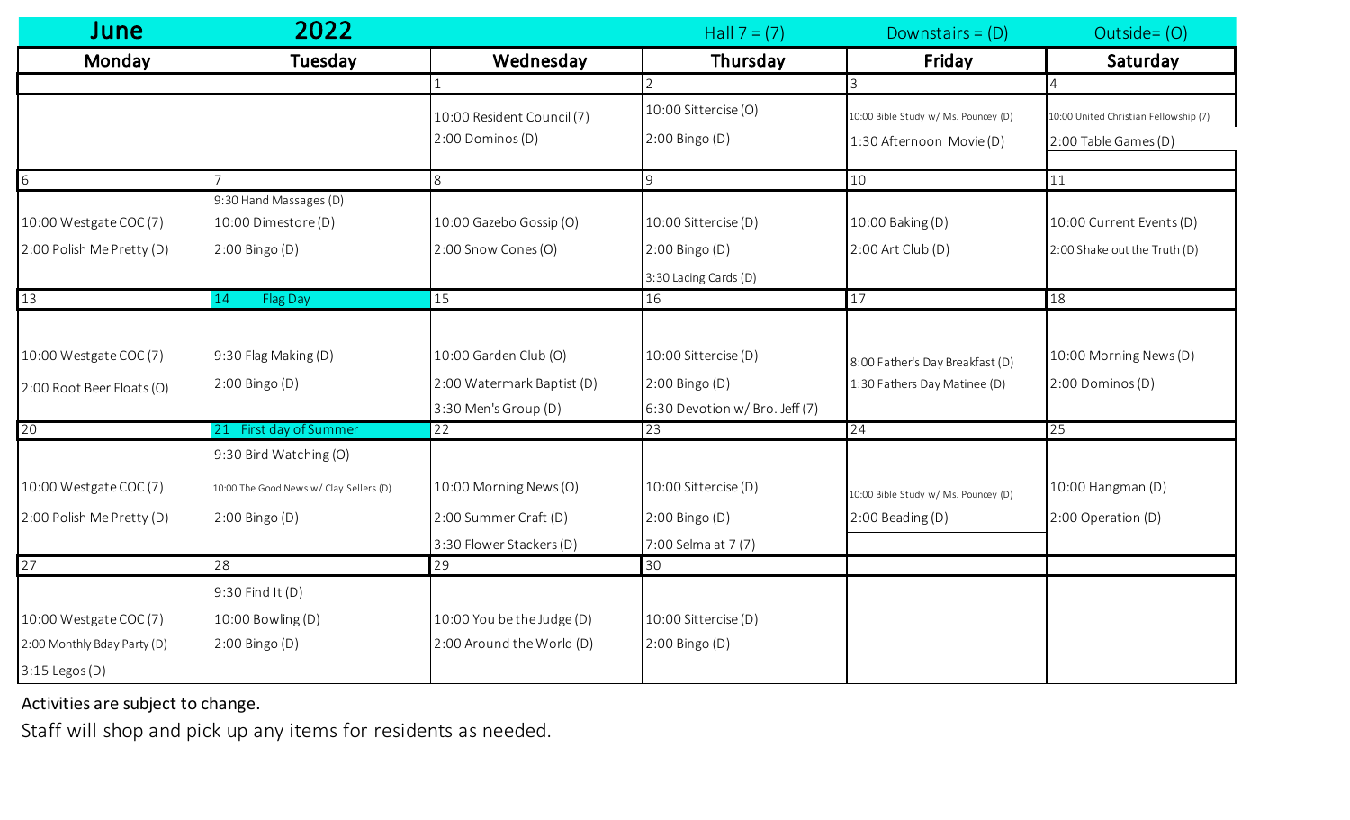| June | 2022 | | Hall 7 = (7) | Downstairs = (D) | Outside= (O) |
|---|---|---|---|---|---|
| **Monday** | **Tuesday** | **Wednesday** | **Thursday** | **Friday** | **Saturday** |
| | | 1 | 2 | 3 | 4 |
| | | 10:00 Resident Council (7)<br>2:00 Dominos (D) | 10:00 Sittercise (O)<br>2:00 Bingo (D) | 10:00 Bible Study w/ Ms. Pouncey (D)<br>1:30 Afternoon Movie (D) | 10:00 United Christian Fellowship (7)<br>2:00 Table Games (D) |
| 6 | 7 | 8 | 9 | 10 | 11 |
| 10:00 Westgate COC (7)<br>2:00 Polish Me Pretty (D) | 9:30 Hand Massages (D)<br>10:00 Dimestore (D)<br>2:00 Bingo (D) | 10:00 Gazebo Gossip (O)<br>2:00 Snow Cones (O) | 10:00 Sittercise (D)<br>2:00 Bingo (D)<br>3:30 Lacing Cards (D) | 10:00 Baking (D)<br>2:00 Art Club (D) | 10:00 Current Events (D)<br>2:00 Shake out the Truth (D) |
| 13 | 14 Flag Day | 15 | 16 | 17 | 18 |
| 10:00 Westgate COC (7)<br>2:00 Root Beer Floats (O) | 9:30 Flag Making (D)<br>2:00 Bingo (D) | 10:00 Garden Club (O)<br>2:00 Watermark Baptist (D)<br>3:30 Men's Group (D) | 10:00 Sittercise (D)<br>2:00 Bingo (D)<br>6:30 Devotion w/ Bro. Jeff (7) | 8:00 Father's Day Breakfast (D)<br>1:30 Fathers Day Matinee (D) | 10:00 Morning News (D)<br>2:00 Dominos (D) |
| 20 | 21 First day of Summer | 22 | 23 | 24 | 25 |
| 10:00 Westgate COC (7)<br>2:00 Polish Me Pretty (D) | 9:30 Bird Watching (O)<br>10:00 The Good News w/ Clay Sellers (D)<br>2:00 Bingo (D) | 10:00 Morning News (O)<br>2:00 Summer Craft (D)<br>3:30 Flower Stackers (D) | 10:00 Sittercise (D)<br>2:00 Bingo (D)<br>7:00 Selma at 7 (7) | 10:00 Bible Study w/ Ms. Pouncey (D)<br>2:00 Beading (D) | 10:00 Hangman (D)<br>2:00 Operation (D) |
| 27 | 28 | 29 | 30 | | |
| 10:00 Westgate COC (7)<br>2:00 Monthly Bday Party (D)<br>3:15 Legos (D) | 9:30 Find It (D)<br>10:00 Bowling (D)<br>2:00 Bingo (D) | 10:00 You be the Judge (D)<br>2:00 Around the World (D) | 10:00 Sittercise (D)<br>2:00 Bingo (D) | | |

Activities are subject to change.

Staff will shop and pick up any items for residents as needed.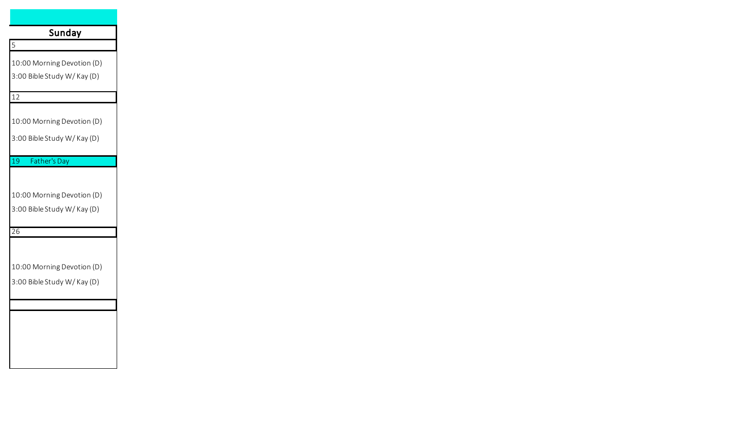| Sunday |
| --- |
| 5 |
| 10:00 Morning Devotion (D)<br>3:00 Bible Study W/ Kay (D) |
| 12 |
| 10:00 Morning Devotion (D)<br>3:00 Bible Study W/ Kay (D) |
| 19 Father's Day |
| 10:00 Morning Devotion (D)<br>3:00 Bible Study W/ Kay (D) |
| 26 |
| 10:00 Morning Devotion (D)<br>3:00 Bible Study W/ Kay (D) |
| |
| |